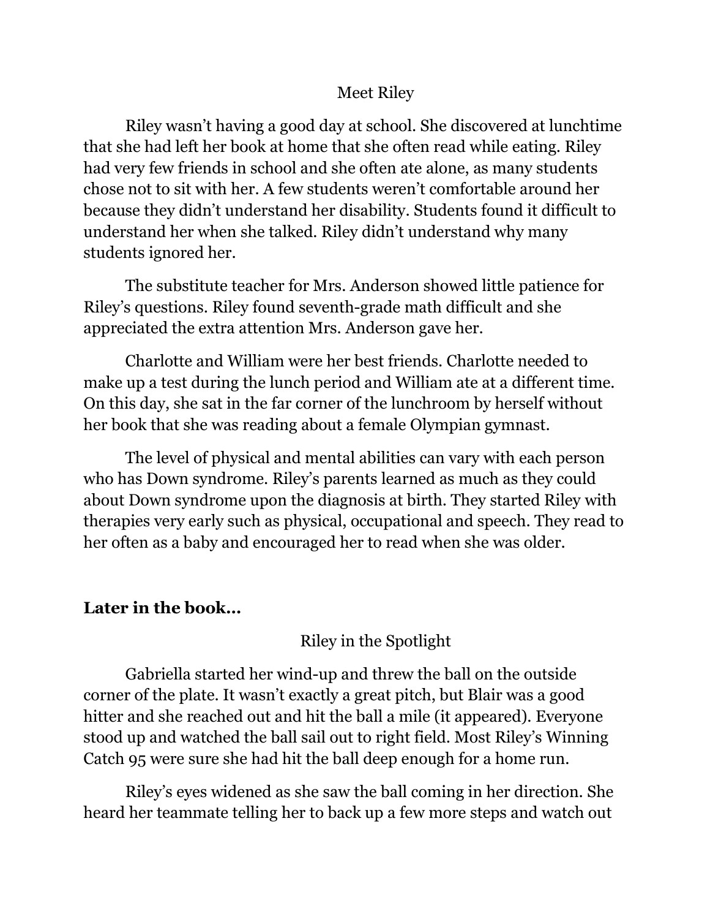## Meet Riley

Riley wasn't having a good day at school. She discovered at lunchtime that she had left her book at home that she often read while eating. Riley had very few friends in school and she often ate alone, as many students chose not to sit with her. A few students weren't comfortable around her because they didn't understand her disability. Students found it difficult to understand her when she talked. Riley didn't understand why many students ignored her.

The substitute teacher for Mrs. Anderson showed little patience for Riley's questions. Riley found seventh-grade math difficult and she appreciated the extra attention Mrs. Anderson gave her.

Charlotte and William were her best friends. Charlotte needed to make up a test during the lunch period and William ate at a different time. On this day, she sat in the far corner of the lunchroom by herself without her book that she was reading about a female Olympian gymnast.

The level of physical and mental abilities can vary with each person who has Down syndrome. Riley's parents learned as much as they could about Down syndrome upon the diagnosis at birth. They started Riley with therapies very early such as physical, occupational and speech. They read to her often as a baby and encouraged her to read when she was older.

**Later in the book…**

## Riley in the Spotlight

Gabriella started her wind-up and threw the ball on the outside corner of the plate. It wasn't exactly a great pitch, but Blair was a good hitter and she reached out and hit the ball a mile (it appeared). Everyone stood up and watched the ball sail out to right field. Most Riley's Winning Catch 95 were sure she had hit the ball deep enough for a home run.

Riley's eyes widened as she saw the ball coming in her direction. She heard her teammate telling her to back up a few more steps and watch out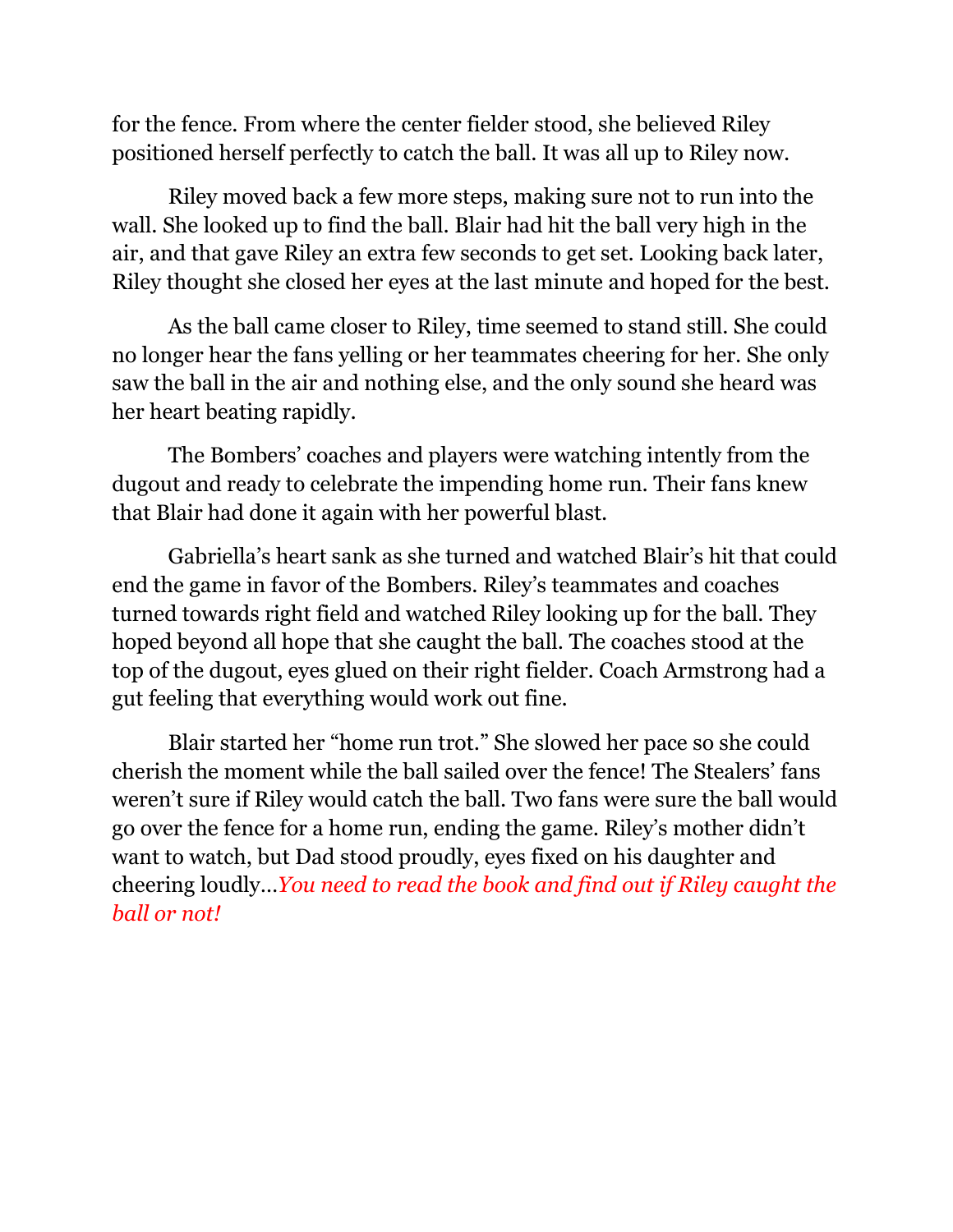for the fence. From where the center fielder stood, she believed Riley positioned herself perfectly to catch the ball. It was all up to Riley now.

Riley moved back a few more steps, making sure not to run into the wall. She looked up to find the ball. Blair had hit the ball very high in the air, and that gave Riley an extra few seconds to get set. Looking back later, Riley thought she closed her eyes at the last minute and hoped for the best.

As the ball came closer to Riley, time seemed to stand still. She could no longer hear the fans yelling or her teammates cheering for her. She only saw the ball in the air and nothing else, and the only sound she heard was her heart beating rapidly.

The Bombers' coaches and players were watching intently from the dugout and ready to celebrate the impending home run. Their fans knew that Blair had done it again with her powerful blast.

Gabriella's heart sank as she turned and watched Blair's hit that could end the game in favor of the Bombers. Riley's teammates and coaches turned towards right field and watched Riley looking up for the ball. They hoped beyond all hope that she caught the ball. The coaches stood at the top of the dugout, eyes glued on their right fielder. Coach Armstrong had a gut feeling that everything would work out fine.

Blair started her "home run trot." She slowed her pace so she could cherish the moment while the ball sailed over the fence! The Stealers' fans weren't sure if Riley would catch the ball. Two fans were sure the ball would go over the fence for a home run, ending the game. Riley's mother didn't want to watch, but Dad stood proudly, eyes fixed on his daughter and cheering loudly…*You need to read the book and find out if Riley caught the ball or not!*